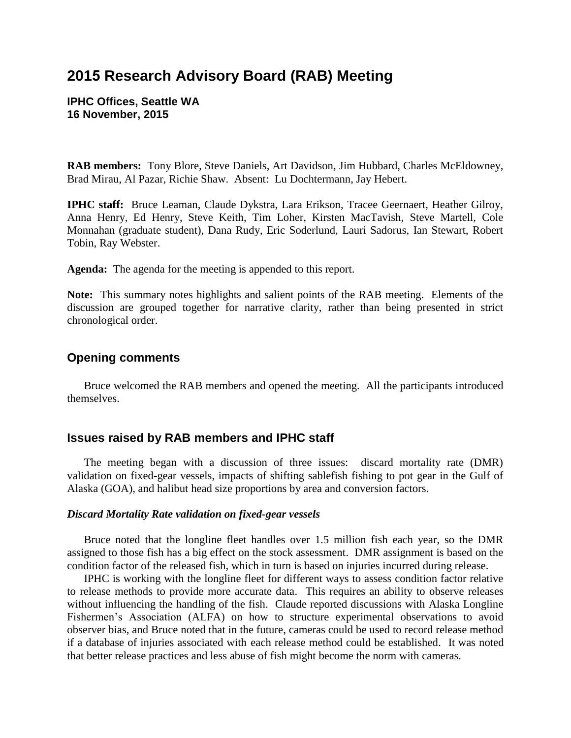# 2015 Research Advisory Board (RAB) Meeting

**IPHC Offices, Seattle WA**
**16 November, 2015**

**RAB members:** Tony Blore, Steve Daniels, Art Davidson, Jim Hubbard, Charles McEldowney, Brad Mirau, Al Pazar, Richie Shaw. Absent: Lu Dochtermann, Jay Hebert.

**IPHC staff:** Bruce Leaman, Claude Dykstra, Lara Erikson, Tracee Geernaert, Heather Gilroy, Anna Henry, Ed Henry, Steve Keith, Tim Loher, Kirsten MacTavish, Steve Martell, Cole Monnahan (graduate student), Dana Rudy, Eric Soderlund, Lauri Sadorus, Ian Stewart, Robert Tobin, Ray Webster.

**Agenda:** The agenda for the meeting is appended to this report.

**Note:** This summary notes highlights and salient points of the RAB meeting. Elements of the discussion are grouped together for narrative clarity, rather than being presented in strict chronological order.

## Opening comments

Bruce welcomed the RAB members and opened the meeting. All the participants introduced themselves.

## Issues raised by RAB members and IPHC staff

The meeting began with a discussion of three issues: discard mortality rate (DMR) validation on fixed-gear vessels, impacts of shifting sablefish fishing to pot gear in the Gulf of Alaska (GOA), and halibut head size proportions by area and conversion factors.

### *Discard Mortality Rate validation on fixed-gear vessels*

Bruce noted that the longline fleet handles over 1.5 million fish each year, so the DMR assigned to those fish has a big effect on the stock assessment. DMR assignment is based on the condition factor of the released fish, which in turn is based on injuries incurred during release.

IPHC is working with the longline fleet for different ways to assess condition factor relative to release methods to provide more accurate data. This requires an ability to observe releases without influencing the handling of the fish. Claude reported discussions with Alaska Longline Fishermen's Association (ALFA) on how to structure experimental observations to avoid observer bias, and Bruce noted that in the future, cameras could be used to record release method if a database of injuries associated with each release method could be established. It was noted that better release practices and less abuse of fish might become the norm with cameras.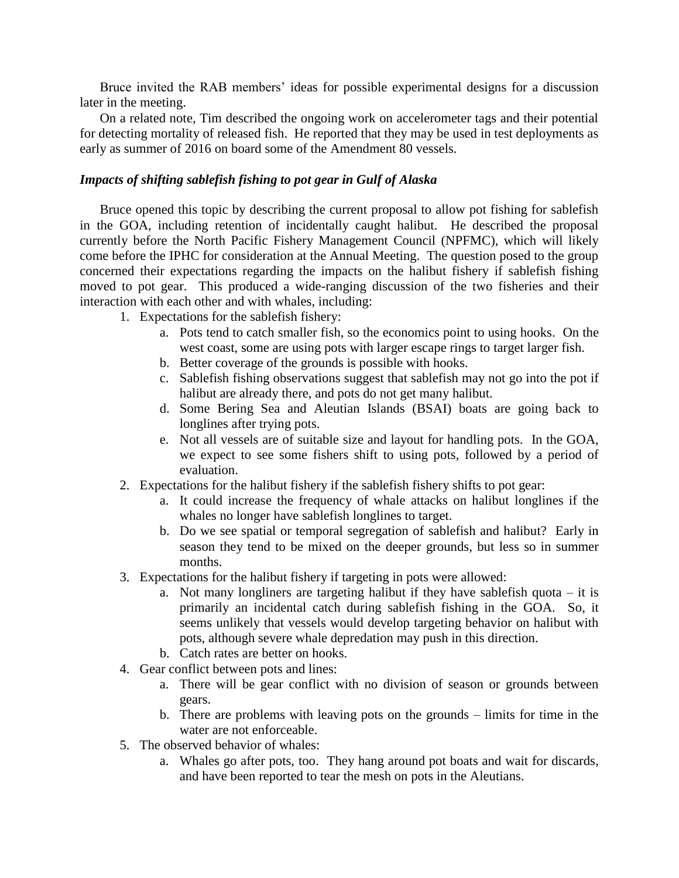Bruce invited the RAB members' ideas for possible experimental designs for a discussion later in the meeting.

On a related note, Tim described the ongoing work on accelerometer tags and their potential for detecting mortality of released fish. He reported that they may be used in test deployments as early as summer of 2016 on board some of the Amendment 80 vessels.

### *Impacts of shifting sablefish fishing to pot gear in Gulf of Alaska*

Bruce opened this topic by describing the current proposal to allow pot fishing for sablefish in the GOA, including retention of incidentally caught halibut. He described the proposal currently before the North Pacific Fishery Management Council (NPFMC), which will likely come before the IPHC for consideration at the Annual Meeting. The question posed to the group concerned their expectations regarding the impacts on the halibut fishery if sablefish fishing moved to pot gear. This produced a wide-ranging discussion of the two fisheries and their interaction with each other and with whales, including:

1. Expectations for the sablefish fishery:
    a. Pots tend to catch smaller fish, so the economics point to using hooks. On the west coast, some are using pots with larger escape rings to target larger fish.
    b. Better coverage of the grounds is possible with hooks.
    c. Sablefish fishing observations suggest that sablefish may not go into the pot if halibut are already there, and pots do not get many halibut.
    d. Some Bering Sea and Aleutian Islands (BSAI) boats are going back to longlines after trying pots.
    e. Not all vessels are of suitable size and layout for handling pots. In the GOA, we expect to see some fishers shift to using pots, followed by a period of evaluation.
2. Expectations for the halibut fishery if the sablefish fishery shifts to pot gear:
    a. It could increase the frequency of whale attacks on halibut longlines if the whales no longer have sablefish longlines to target.
    b. Do we see spatial or temporal segregation of sablefish and halibut? Early in season they tend to be mixed on the deeper grounds, but less so in summer months.
3. Expectations for the halibut fishery if targeting in pots were allowed:
    a. Not many longliners are targeting halibut if they have sablefish quota – it is primarily an incidental catch during sablefish fishing in the GOA. So, it seems unlikely that vessels would develop targeting behavior on halibut with pots, although severe whale depredation may push in this direction.
    b. Catch rates are better on hooks.
4. Gear conflict between pots and lines:
    a. There will be gear conflict with no division of season or grounds between gears.
    b. There are problems with leaving pots on the grounds – limits for time in the water are not enforceable.
5. The observed behavior of whales:
    a. Whales go after pots, too. They hang around pot boats and wait for discards, and have been reported to tear the mesh on pots in the Aleutians.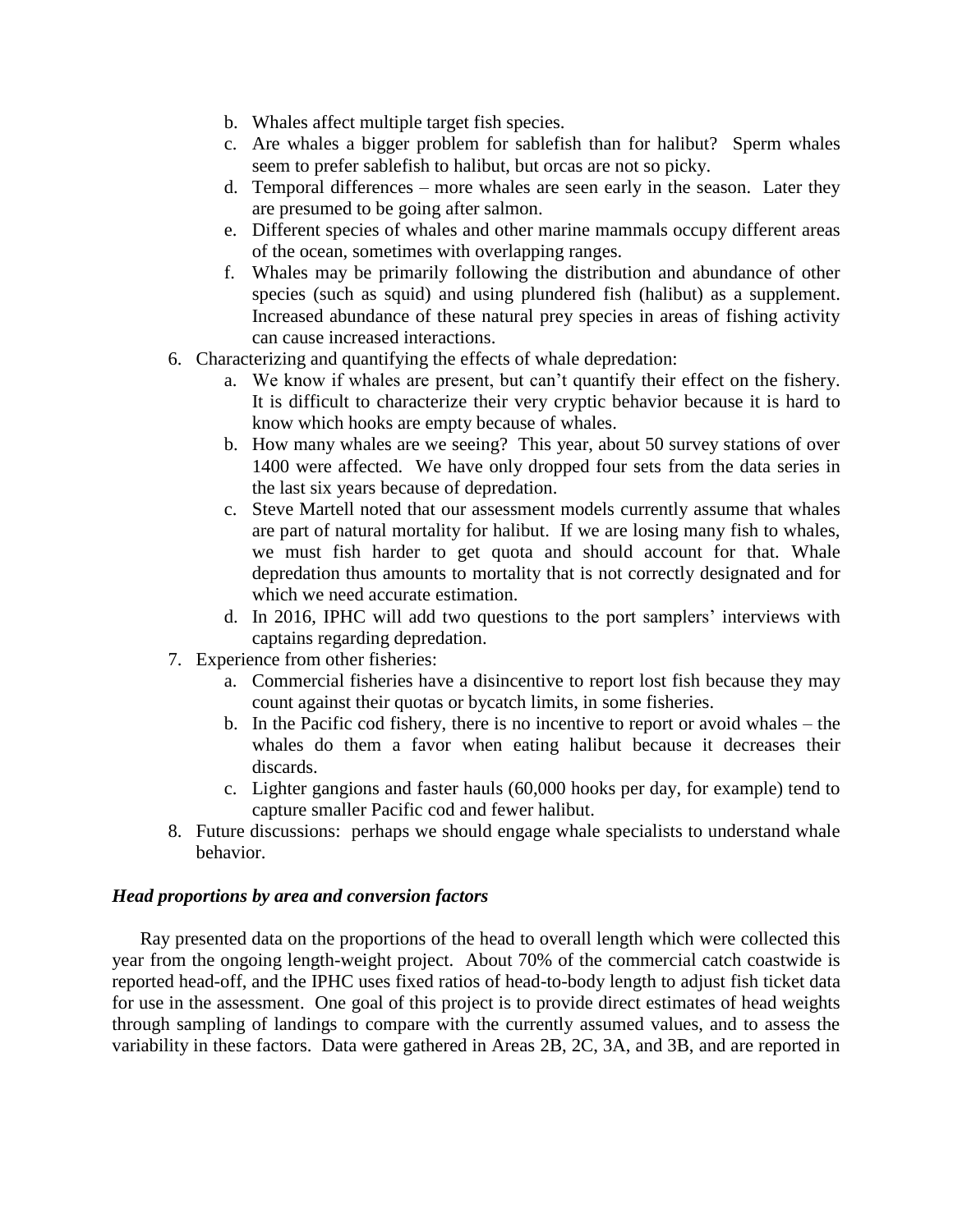b. Whales affect multiple target fish species.
   c. Are whales a bigger problem for sablefish than for halibut? Sperm whales seem to prefer sablefish to halibut, but orcas are not so picky.
   d. Temporal differences – more whales are seen early in the season. Later they are presumed to be going after salmon.
   e. Different species of whales and other marine mammals occupy different areas of the ocean, sometimes with overlapping ranges.
   f. Whales may be primarily following the distribution and abundance of other species (such as squid) and using plundered fish (halibut) as a supplement. Increased abundance of these natural prey species in areas of fishing activity can cause increased interactions.

6. Characterizing and quantifying the effects of whale depredation:
   a. We know if whales are present, but can't quantify their effect on the fishery. It is difficult to characterize their very cryptic behavior because it is hard to know which hooks are empty because of whales.
   b. How many whales are we seeing? This year, about 50 survey stations of over 1400 were affected. We have only dropped four sets from the data series in the last six years because of depredation.
   c. Steve Martell noted that our assessment models currently assume that whales are part of natural mortality for halibut. If we are losing many fish to whales, we must fish harder to get quota and should account for that. Whale depredation thus amounts to mortality that is not correctly designated and for which we need accurate estimation.
   d. In 2016, IPHC will add two questions to the port samplers' interviews with captains regarding depredation.
7. Experience from other fisheries:
   a. Commercial fisheries have a disincentive to report lost fish because they may count against their quotas or bycatch limits, in some fisheries.
   b. In the Pacific cod fishery, there is no incentive to report or avoid whales – the whales do them a favor when eating halibut because it decreases their discards.
   c. Lighter gangions and faster hauls (60,000 hooks per day, for example) tend to capture smaller Pacific cod and fewer halibut.
8. Future discussions: perhaps we should engage whale specialists to understand whale behavior.

***Head proportions by area and conversion factors***

Ray presented data on the proportions of the head to overall length which were collected this year from the ongoing length-weight project. About 70% of the commercial catch coastwide is reported head-off, and the IPHC uses fixed ratios of head-to-body length to adjust fish ticket data for use in the assessment. One goal of this project is to provide direct estimates of head weights through sampling of landings to compare with the currently assumed values, and to assess the variability in these factors. Data were gathered in Areas 2B, 2C, 3A, and 3B, and are reported in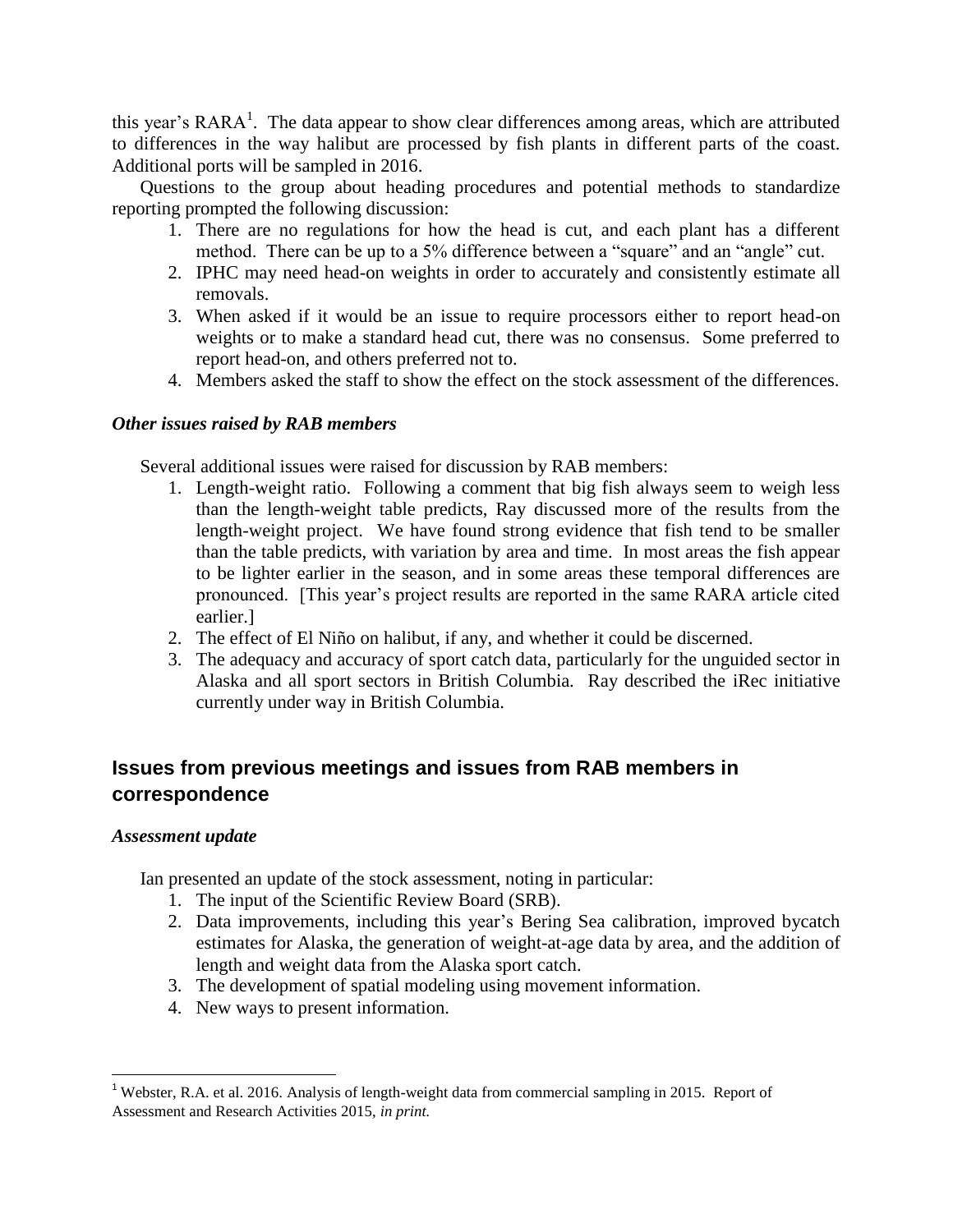this year's RARA[1]. The data appear to show clear differences among areas, which are attributed to differences in the way halibut are processed by fish plants in different parts of the coast. Additional ports will be sampled in 2016.

Questions to the group about heading procedures and potential methods to standardize reporting prompted the following discussion:

1. There are no regulations for how the head is cut, and each plant has a different method. There can be up to a 5% difference between a "square" and an "angle" cut.
2. IPHC may need head-on weights in order to accurately and consistently estimate all removals.
3. When asked if it would be an issue to require processors either to report head-on weights or to make a standard head cut, there was no consensus. Some preferred to report head-on, and others preferred not to.
4. Members asked the staff to show the effect on the stock assessment of the differences.

### *Other issues raised by RAB members*

Several additional issues were raised for discussion by RAB members:

1. Length-weight ratio. Following a comment that big fish always seem to weigh less than the length-weight table predicts, Ray discussed more of the results from the length-weight project. We have found strong evidence that fish tend to be smaller than the table predicts, with variation by area and time. In most areas the fish appear to be lighter earlier in the season, and in some areas these temporal differences are pronounced. [This year's project results are reported in the same RARA article cited earlier.]
2. The effect of El Niño on halibut, if any, and whether it could be discerned.
3. The adequacy and accuracy of sport catch data, particularly for the unguided sector in Alaska and all sport sectors in British Columbia. Ray described the iRec initiative currently under way in British Columbia.

## Issues from previous meetings and issues from RAB members in correspondence

### *Assessment update*

Ian presented an update of the stock assessment, noting in particular:

1. The input of the Scientific Review Board (SRB).
2. Data improvements, including this year's Bering Sea calibration, improved bycatch estimates for Alaska, the generation of weight-at-age data by area, and the addition of length and weight data from the Alaska sport catch.
3. The development of spatial modeling using movement information.
4. New ways to present information.

---

[1] Webster, R.A. et al. 2016. Analysis of length-weight data from commercial sampling in 2015. Report of Assessment and Research Activities 2015, *in print.*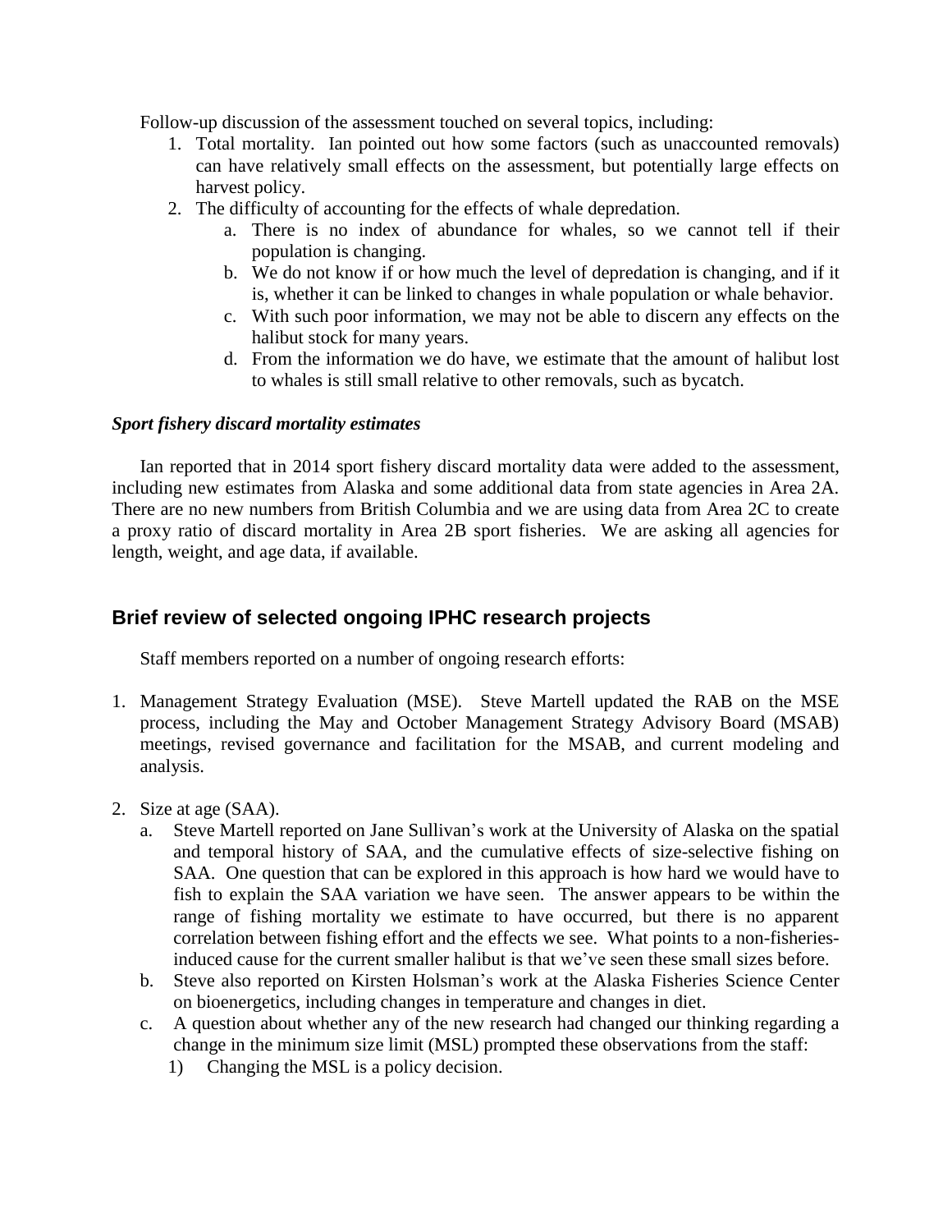Follow-up discussion of the assessment touched on several topics, including:

1. Total mortality. Ian pointed out how some factors (such as unaccounted removals) can have relatively small effects on the assessment, but potentially large effects on harvest policy.
2. The difficulty of accounting for the effects of whale depredation.
    a. There is no index of abundance for whales, so we cannot tell if their population is changing.
    b. We do not know if or how much the level of depredation is changing, and if it is, whether it can be linked to changes in whale population or whale behavior.
    c. With such poor information, we may not be able to discern any effects on the halibut stock for many years.
    d. From the information we do have, we estimate that the amount of halibut lost to whales is still small relative to other removals, such as bycatch.

***Sport fishery discard mortality estimates***

Ian reported that in 2014 sport fishery discard mortality data were added to the assessment, including new estimates from Alaska and some additional data from state agencies in Area 2A. There are no new numbers from British Columbia and we are using data from Area 2C to create a proxy ratio of discard mortality in Area 2B sport fisheries. We are asking all agencies for length, weight, and age data, if available.

## Brief review of selected ongoing IPHC research projects

Staff members reported on a number of ongoing research efforts:

1. Management Strategy Evaluation (MSE). Steve Martell updated the RAB on the MSE process, including the May and October Management Strategy Advisory Board (MSAB) meetings, revised governance and facilitation for the MSAB, and current modeling and analysis.

2. Size at age (SAA).
    a. Steve Martell reported on Jane Sullivan's work at the University of Alaska on the spatial and temporal history of SAA, and the cumulative effects of size-selective fishing on SAA. One question that can be explored in this approach is how hard we would have to fish to explain the SAA variation we have seen. The answer appears to be within the range of fishing mortality we estimate to have occurred, but there is no apparent correlation between fishing effort and the effects we see. What points to a non-fisheries-induced cause for the current smaller halibut is that we've seen these small sizes before.
    b. Steve also reported on Kirsten Holsman's work at the Alaska Fisheries Science Center on bioenergetics, including changes in temperature and changes in diet.
    c. A question about whether any of the new research had changed our thinking regarding a change in the minimum size limit (MSL) prompted these observations from the staff:
        1) Changing the MSL is a policy decision.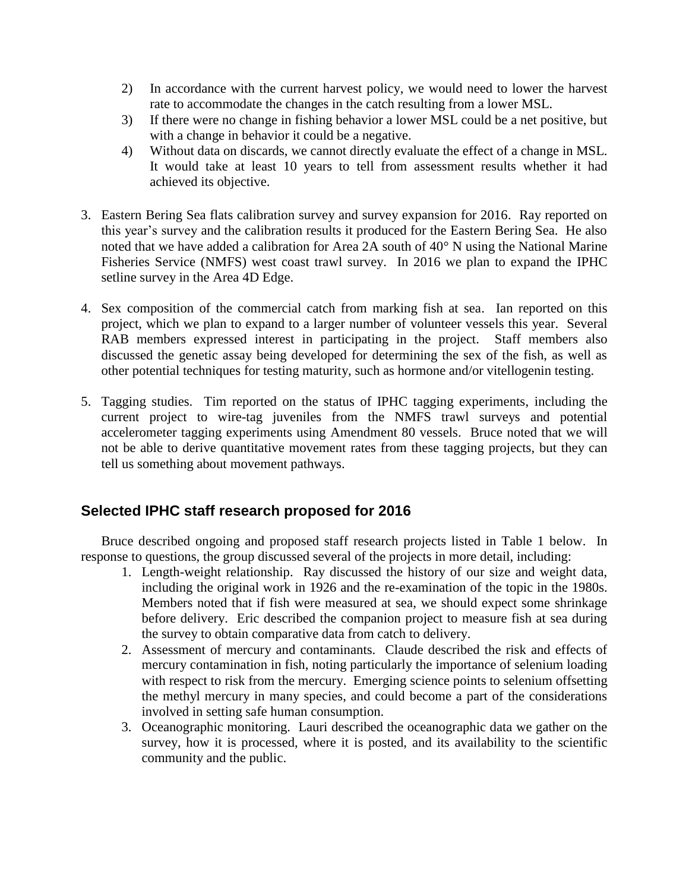2) In accordance with the current harvest policy, we would need to lower the harvest rate to accommodate the changes in the catch resulting from a lower MSL.
3) If there were no change in fishing behavior a lower MSL could be a net positive, but with a change in behavior it could be a negative.
4) Without data on discards, we cannot directly evaluate the effect of a change in MSL. It would take at least 10 years to tell from assessment results whether it had achieved its objective.

3. Eastern Bering Sea flats calibration survey and survey expansion for 2016. Ray reported on this year's survey and the calibration results it produced for the Eastern Bering Sea. He also noted that we have added a calibration for Area 2A south of 40° N using the National Marine Fisheries Service (NMFS) west coast trawl survey. In 2016 we plan to expand the IPHC setline survey in the Area 4D Edge.

4. Sex composition of the commercial catch from marking fish at sea. Ian reported on this project, which we plan to expand to a larger number of volunteer vessels this year. Several RAB members expressed interest in participating in the project. Staff members also discussed the genetic assay being developed for determining the sex of the fish, as well as other potential techniques for testing maturity, such as hormone and/or vitellogenin testing.

5. Tagging studies. Tim reported on the status of IPHC tagging experiments, including the current project to wire-tag juveniles from the NMFS trawl surveys and potential accelerometer tagging experiments using Amendment 80 vessels. Bruce noted that we will not be able to derive quantitative movement rates from these tagging projects, but they can tell us something about movement pathways.

## Selected IPHC staff research proposed for 2016

Bruce described ongoing and proposed staff research projects listed in Table 1 below. In response to questions, the group discussed several of the projects in more detail, including:

1. Length-weight relationship. Ray discussed the history of our size and weight data, including the original work in 1926 and the re-examination of the topic in the 1980s. Members noted that if fish were measured at sea, we should expect some shrinkage before delivery. Eric described the companion project to measure fish at sea during the survey to obtain comparative data from catch to delivery.
2. Assessment of mercury and contaminants. Claude described the risk and effects of mercury contamination in fish, noting particularly the importance of selenium loading with respect to risk from the mercury. Emerging science points to selenium offsetting the methyl mercury in many species, and could become a part of the considerations involved in setting safe human consumption.
3. Oceanographic monitoring. Lauri described the oceanographic data we gather on the survey, how it is processed, where it is posted, and its availability to the scientific community and the public.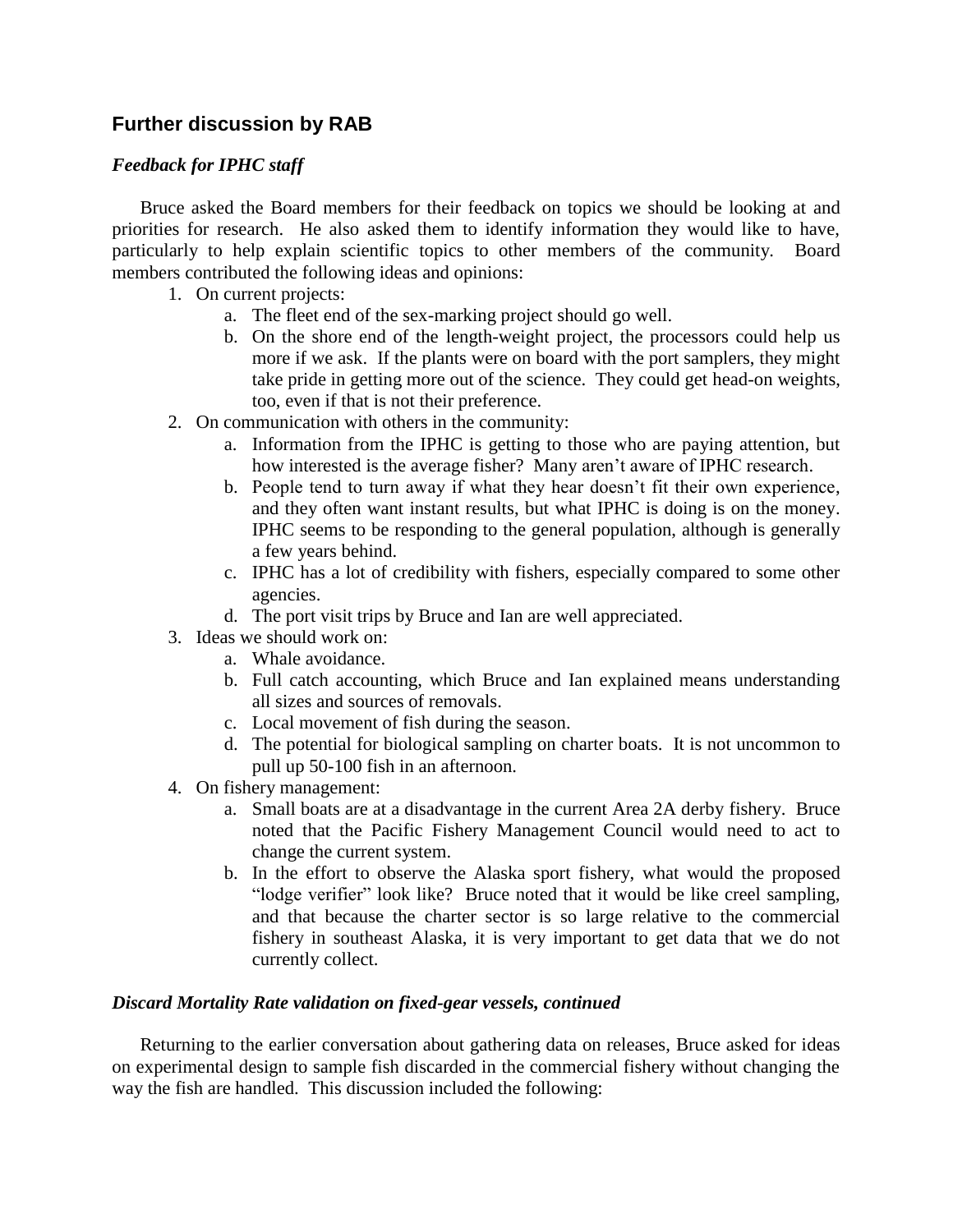## Further discussion by RAB

### *Feedback for IPHC staff*

Bruce asked the Board members for their feedback on topics we should be looking at and priorities for research. He also asked them to identify information they would like to have, particularly to help explain scientific topics to other members of the community. Board members contributed the following ideas and opinions:

1. On current projects:
   a. The fleet end of the sex-marking project should go well.
   b. On the shore end of the length-weight project, the processors could help us more if we ask. If the plants were on board with the port samplers, they might take pride in getting more out of the science. They could get head-on weights, too, even if that is not their preference.
2. On communication with others in the community:
   a. Information from the IPHC is getting to those who are paying attention, but how interested is the average fisher? Many aren't aware of IPHC research.
   b. People tend to turn away if what they hear doesn't fit their own experience, and they often want instant results, but what IPHC is doing is on the money. IPHC seems to be responding to the general population, although is generally a few years behind.
   c. IPHC has a lot of credibility with fishers, especially compared to some other agencies.
   d. The port visit trips by Bruce and Ian are well appreciated.
3. Ideas we should work on:
   a. Whale avoidance.
   b. Full catch accounting, which Bruce and Ian explained means understanding all sizes and sources of removals.
   c. Local movement of fish during the season.
   d. The potential for biological sampling on charter boats. It is not uncommon to pull up 50-100 fish in an afternoon.
4. On fishery management:
   a. Small boats are at a disadvantage in the current Area 2A derby fishery. Bruce noted that the Pacific Fishery Management Council would need to act to change the current system.
   b. In the effort to observe the Alaska sport fishery, what would the proposed "lodge verifier" look like? Bruce noted that it would be like creel sampling, and that because the charter sector is so large relative to the commercial fishery in southeast Alaska, it is very important to get data that we do not currently collect.

### *Discard Mortality Rate validation on fixed-gear vessels, continued*

Returning to the earlier conversation about gathering data on releases, Bruce asked for ideas on experimental design to sample fish discarded in the commercial fishery without changing the way the fish are handled. This discussion included the following: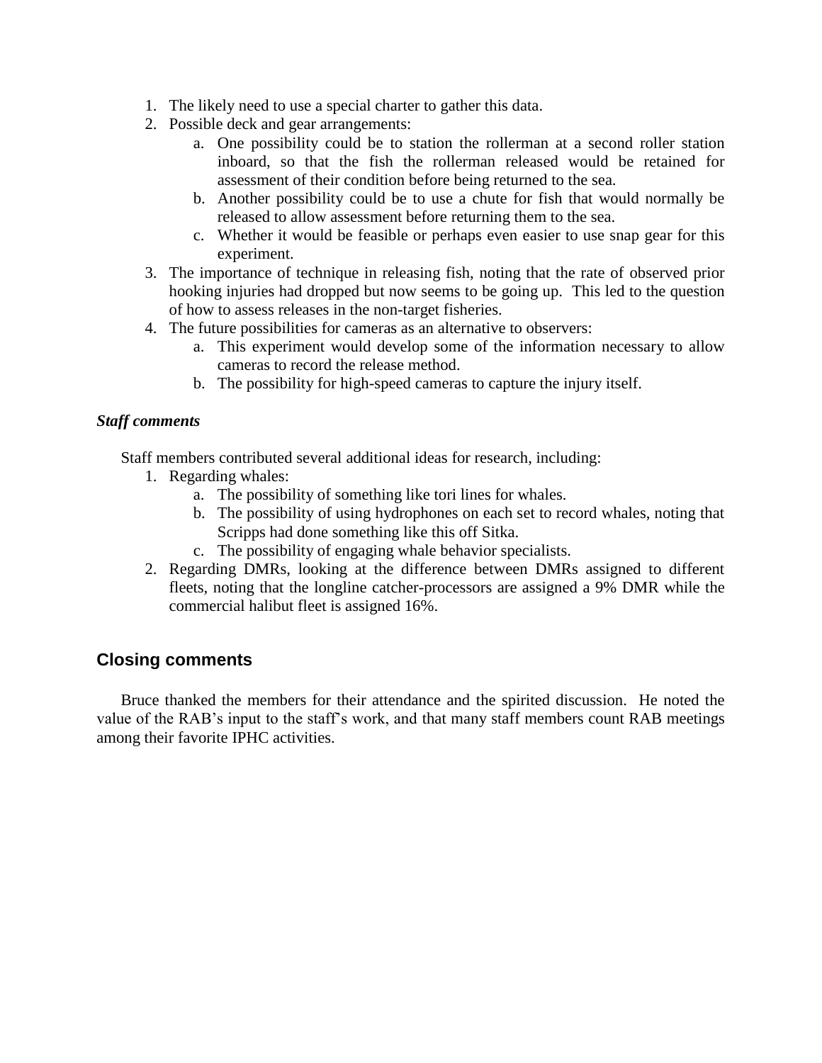1. The likely need to use a special charter to gather this data.
2. Possible deck and gear arrangements:
    a. One possibility could be to station the rollerman at a second roller station inboard, so that the fish the rollerman released would be retained for assessment of their condition before being returned to the sea.
    b. Another possibility could be to use a chute for fish that would normally be released to allow assessment before returning them to the sea.
    c. Whether it would be feasible or perhaps even easier to use snap gear for this experiment.
3. The importance of technique in releasing fish, noting that the rate of observed prior hooking injuries had dropped but now seems to be going up. This led to the question of how to assess releases in the non-target fisheries.
4. The future possibilities for cameras as an alternative to observers:
    a. This experiment would develop some of the information necessary to allow cameras to record the release method.
    b. The possibility for high-speed cameras to capture the injury itself.

***Staff comments***

Staff members contributed several additional ideas for research, including:

1. Regarding whales:
    a. The possibility of something like tori lines for whales.
    b. The possibility of using hydrophones on each set to record whales, noting that Scripps had done something like this off Sitka.
    c. The possibility of engaging whale behavior specialists.
2. Regarding DMRs, looking at the difference between DMRs assigned to different fleets, noting that the longline catcher-processors are assigned a 9% DMR while the commercial halibut fleet is assigned 16%.

## Closing comments

Bruce thanked the members for their attendance and the spirited discussion. He noted the value of the RAB's input to the staff's work, and that many staff members count RAB meetings among their favorite IPHC activities.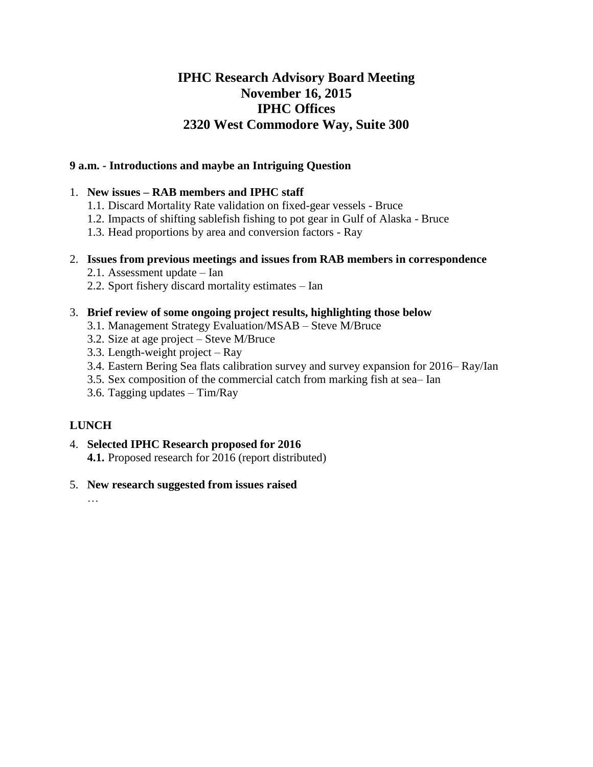# IPHC Research Advisory Board Meeting
# November 16, 2015
# IPHC Offices
# 2320 West Commodore Way, Suite 300

**9 a.m. - Introductions and maybe an Intriguing Question**

1. **New issues – RAB members and IPHC staff**
   1.1. Discard Mortality Rate validation on fixed-gear vessels - Bruce
   1.2. Impacts of shifting sablefish fishing to pot gear in Gulf of Alaska - Bruce
   1.3. Head proportions by area and conversion factors - Ray

2. **Issues from previous meetings and issues from RAB members in correspondence**
   2.1. Assessment update – Ian
   2.2. Sport fishery discard mortality estimates – Ian

3. **Brief review of some ongoing project results, highlighting those below**
   3.1. Management Strategy Evaluation/MSAB – Steve M/Bruce
   3.2. Size at age project – Steve M/Bruce
   3.3. Length-weight project – Ray
   3.4. Eastern Bering Sea flats calibration survey and survey expansion for 2016– Ray/Ian
   3.5. Sex composition of the commercial catch from marking fish at sea– Ian
   3.6. Tagging updates – Tim/Ray

**LUNCH**

4. **Selected IPHC Research proposed for 2016**
   **4.1.** Proposed research for 2016 (report distributed)

5. **New research suggested from issues raised**
   …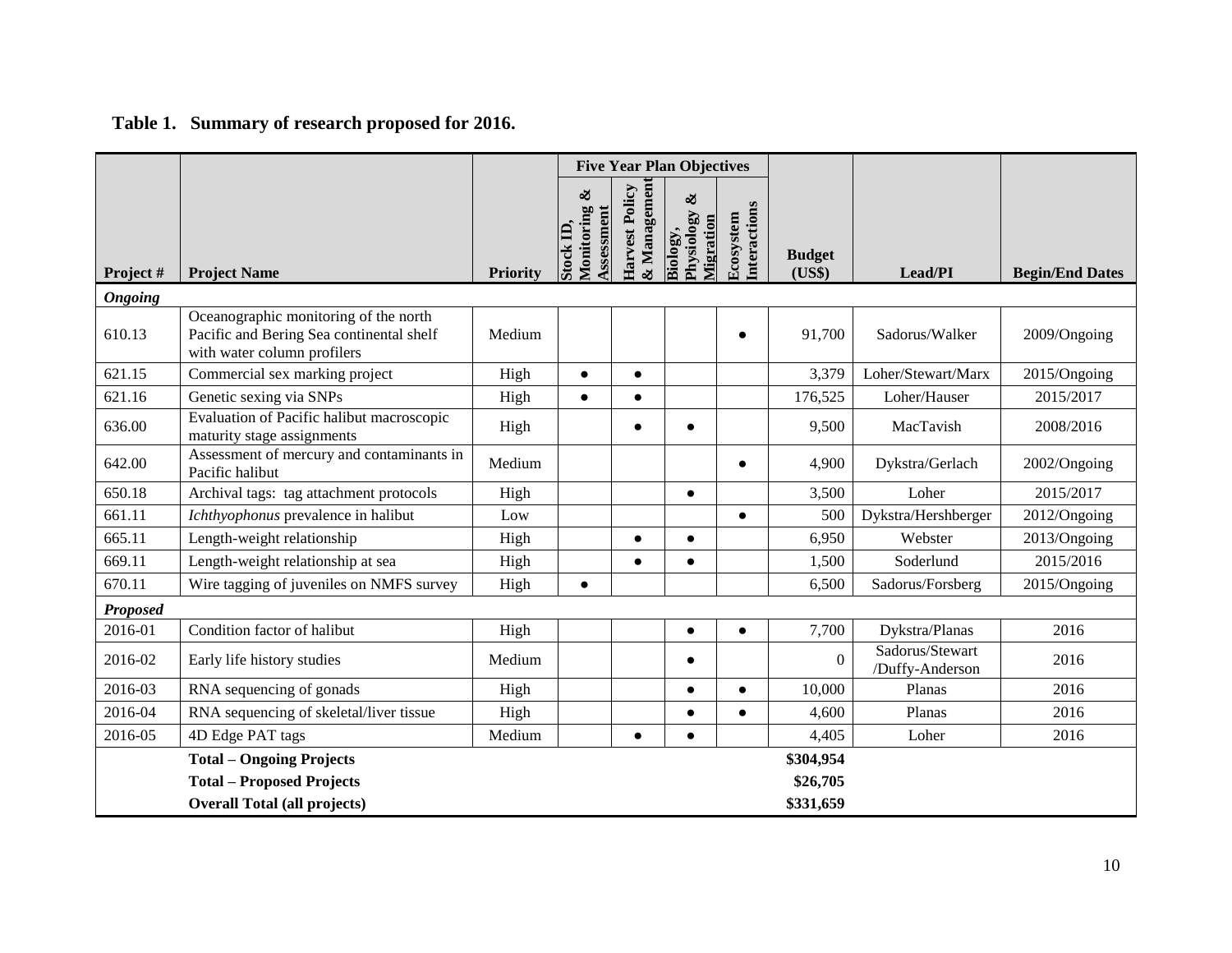**Table 1. Summary of research proposed for 2016.**

| | | | Five Year Plan Objectives | | | | | | |
|---|---|---|---|---|---|---|---|---|---|
| **Project #** | **Project Name** | **Priority** | **Stock ID, Monitoring & Assessment** | **Harvest Policy & Management** | **Biology, Physiology & Migration** | **Ecosystem Interactions** | **Budget (US$)** | **Lead/PI** | **Begin/End Dates** |
| ***Ongoing*** | | | | | | | | | |
| 610.13 | Oceanographic monitoring of the north Pacific and Bering Sea continental shelf with water column profilers | Medium | | | | ● | 91,700 | Sadorus/Walker | 2009/Ongoing |
| 621.15 | Commercial sex marking project | High | ● | ● | | | 3,379 | Loher/Stewart/Marx | 2015/Ongoing |
| 621.16 | Genetic sexing via SNPs | High | ● | ● | | | 176,525 | Loher/Hauser | 2015/2017 |
| 636.00 | Evaluation of Pacific halibut macroscopic maturity stage assignments | High | | ● | ● | | 9,500 | MacTavish | 2008/2016 |
| 642.00 | Assessment of mercury and contaminants in Pacific halibut | Medium | | | | ● | 4,900 | Dykstra/Gerlach | 2002/Ongoing |
| 650.18 | Archival tags: tag attachment protocols | High | | | ● | | 3,500 | Loher | 2015/2017 |
| 661.11 | *Ichthyophonus* prevalence in halibut | Low | | | | ● | 500 | Dykstra/Hershberger | 2012/Ongoing |
| 665.11 | Length-weight relationship | High | | ● | ● | | 6,950 | Webster | 2013/Ongoing |
| 669.11 | Length-weight relationship at sea | High | | ● | ● | | 1,500 | Soderlund | 2015/2016 |
| 670.11 | Wire tagging of juveniles on NMFS survey | High | ● | | | | 6,500 | Sadorus/Forsberg | 2015/Ongoing |
| ***Proposed*** | | | | | | | | | |
| 2016-01 | Condition factor of halibut | High | | | ● | ● | 7,700 | Dykstra/Planas | 2016 |
| 2016-02 | Early life history studies | Medium | | | ● | | 0 | Sadorus/Stewart /Duffy-Anderson | 2016 |
| 2016-03 | RNA sequencing of gonads | High | | | ● | ● | 10,000 | Planas | 2016 |
| 2016-04 | RNA sequencing of skeletal/liver tissue | High | | | ● | ● | 4,600 | Planas | 2016 |
| 2016-05 | 4D Edge PAT tags | Medium | | ● | ● | | 4,405 | Loher | 2016 |
| | **Total – Ongoing Projects** | | | | | | **$304,954** | | |
| | **Total – Proposed Projects** | | | | | | **$26,705** | | |
| | **Overall Total (all projects)** | | | | | | **$331,659** | | |